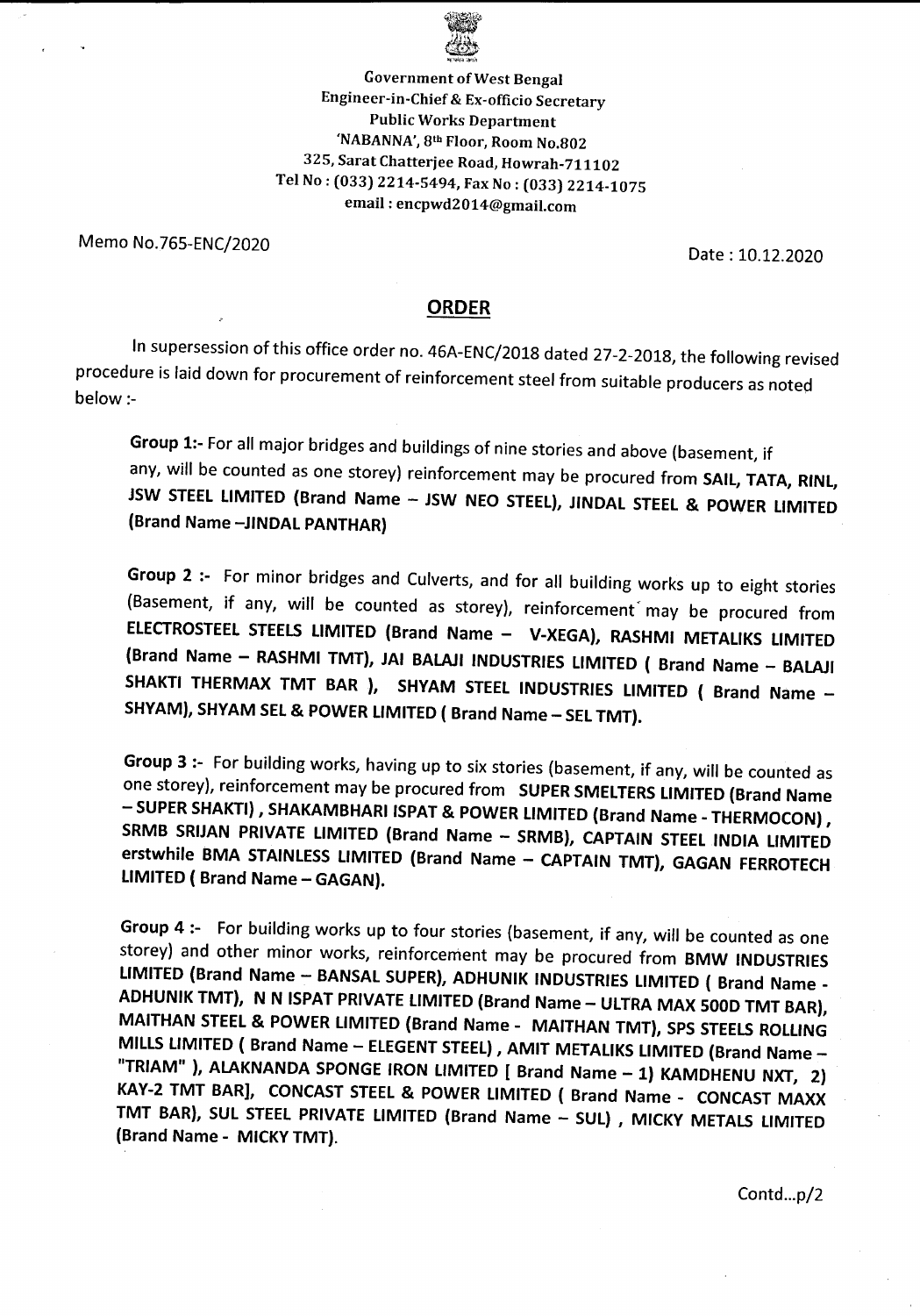Government of West Bengal
Engineer-in-Chief & Ex-officio Secretary
Public Works Department
'NABANNA', 8th Floor, Room No.802
325, Sarat Chatterjee Road, Howrah-711102
Tel No : (033) 2214-5494, Fax No : (033) 2214-1075
email : encpwd2014@gmail.com

Memo No.765-ENC/2020

Date : 10.12.2020

## ORDER

In supersession of this office order no. 46A-ENC/2018 dated 27-2-2018, the following revised procedure is laid down for procurement of reinforcement steel from suitable producers as noted below :-

**Group 1:-** For all major bridges and buildings of nine stories and above (basement, if any, will be counted as one storey) reinforcement may be procured from **SAIL, TATA, RINL, JSW STEEL LIMITED (Brand Name – JSW NEO STEEL), JINDAL STEEL & POWER LIMITED (Brand Name –JINDAL PANTHAR)**

**Group 2 :-** For minor bridges and Culverts, and for all building works up to eight stories (Basement, if any, will be counted as storey), reinforcement may be procured from **ELECTROSTEEL STEELS LIMITED (Brand Name – V-XEGA), RASHMI METALIKS LIMITED (Brand Name – RASHMI TMT), JAI BALAJI INDUSTRIES LIMITED ( Brand Name – BALAJI SHAKTI THERMAX TMT BAR ), SHYAM STEEL INDUSTRIES LIMITED ( Brand Name – SHYAM), SHYAM SEL & POWER LIMITED ( Brand Name – SEL TMT).**

**Group 3 :-** For building works, having up to six stories (basement, if any, will be counted as one storey), reinforcement may be procured from **SUPER SMELTERS LIMITED (Brand Name – SUPER SHAKTI) , SHAKAMBHARI ISPAT & POWER LIMITED (Brand Name - THERMOCON) , SRMB SRIJAN PRIVATE LIMITED (Brand Name – SRMB), CAPTAIN STEEL INDIA LIMITED erstwhile BMA STAINLESS LIMITED (Brand Name – CAPTAIN TMT), GAGAN FERROTECH LIMITED ( Brand Name – GAGAN).**

**Group 4 :-** For building works up to four stories (basement, if any, will be counted as one storey) and other minor works, reinforcement may be procured from **BMW INDUSTRIES LIMITED (Brand Name – BANSAL SUPER), ADHUNIK INDUSTRIES LIMITED ( Brand Name - ADHUNIK TMT), N N ISPAT PRIVATE LIMITED (Brand Name – ULTRA MAX 500D TMT BAR), MAITHAN STEEL & POWER LIMITED (Brand Name - MAITHAN TMT), SPS STEELS ROLLING MILLS LIMITED ( Brand Name – ELEGENT STEEL) , AMIT METALIKS LIMITED (Brand Name – "TRIAM" ), ALAKNANDA SPONGE IRON LIMITED [ Brand Name – 1) KAMDHENU NXT, 2) KAY-2 TMT BAR], CONCAST STEEL & POWER LIMITED ( Brand Name - CONCAST MAXX TMT BAR), SUL STEEL PRIVATE LIMITED (Brand Name – SUL) , MICKY METALS LIMITED (Brand Name - MICKY TMT).**

Contd...p/2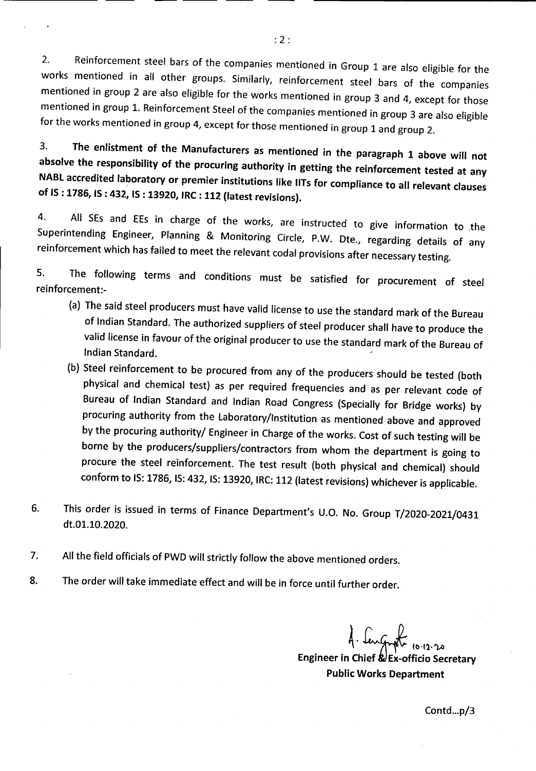2. Reinforcement steel bars of the companies mentioned in Group 1 are also eligible for the works mentioned in all other groups. Similarly, reinforcement steel bars of the companies mentioned in group 2 are also eligible for the works mentioned in group 3 and 4, except for those mentioned in group 1. Reinforcement Steel of the companies mentioned in group 3 are also eligible for the works mentioned in group 4, except for those mentioned in group 1 and group 2.

3. **The enlistment of the Manufacturers as mentioned in the paragraph 1 above will not absolve the responsibility of the procuring authority in getting the reinforcement tested at any NABL accredited laboratory or premier institutions like IITs for compliance to all relevant clauses of IS : 1786, IS : 432, IS : 13920, IRC : 112 (latest revisions).**

4. All SEs and EEs in charge of the works, are instructed to give information to the Superintending Engineer, Planning & Monitoring Circle, P.W. Dte., regarding details of any reinforcement which has failed to meet the relevant codal provisions after necessary testing.

5. The following terms and conditions must be satisfied for procurement of steel reinforcement:-

(a) The said steel producers must have valid license to use the standard mark of the Bureau of Indian Standard. The authorized suppliers of steel producer shall have to produce the valid license in favour of the original producer to use the standard mark of the Bureau of Indian Standard.

(b) Steel reinforcement to be procured from any of the producers should be tested (both physical and chemical test) as per required frequencies and as per relevant code of Bureau of Indian Standard and Indian Road Congress (Specially for Bridge works) by procuring authority from the Laboratory/Institution as mentioned above and approved by the procuring authority/ Engineer in Charge of the works. Cost of such testing will be borne by the producers/suppliers/contractors from whom the department is going to procure the steel reinforcement. The test result (both physical and chemical) should conform to IS: 1786, IS: 432, IS: 13920, IRC: 112 (latest revisions) whichever is applicable.

6. This order is issued in terms of Finance Department's U.O. No. Group T/2020-2021/0431 dt.01.10.2020.

7. All the field officials of PWD will strictly follow the above mentioned orders.

8. The order will take immediate effect and will be in force until further order.

A. Sengupta 10.12.20

**Engineer in Chief & Ex-officio Secretary**
**Public Works Department**

Contd...p/3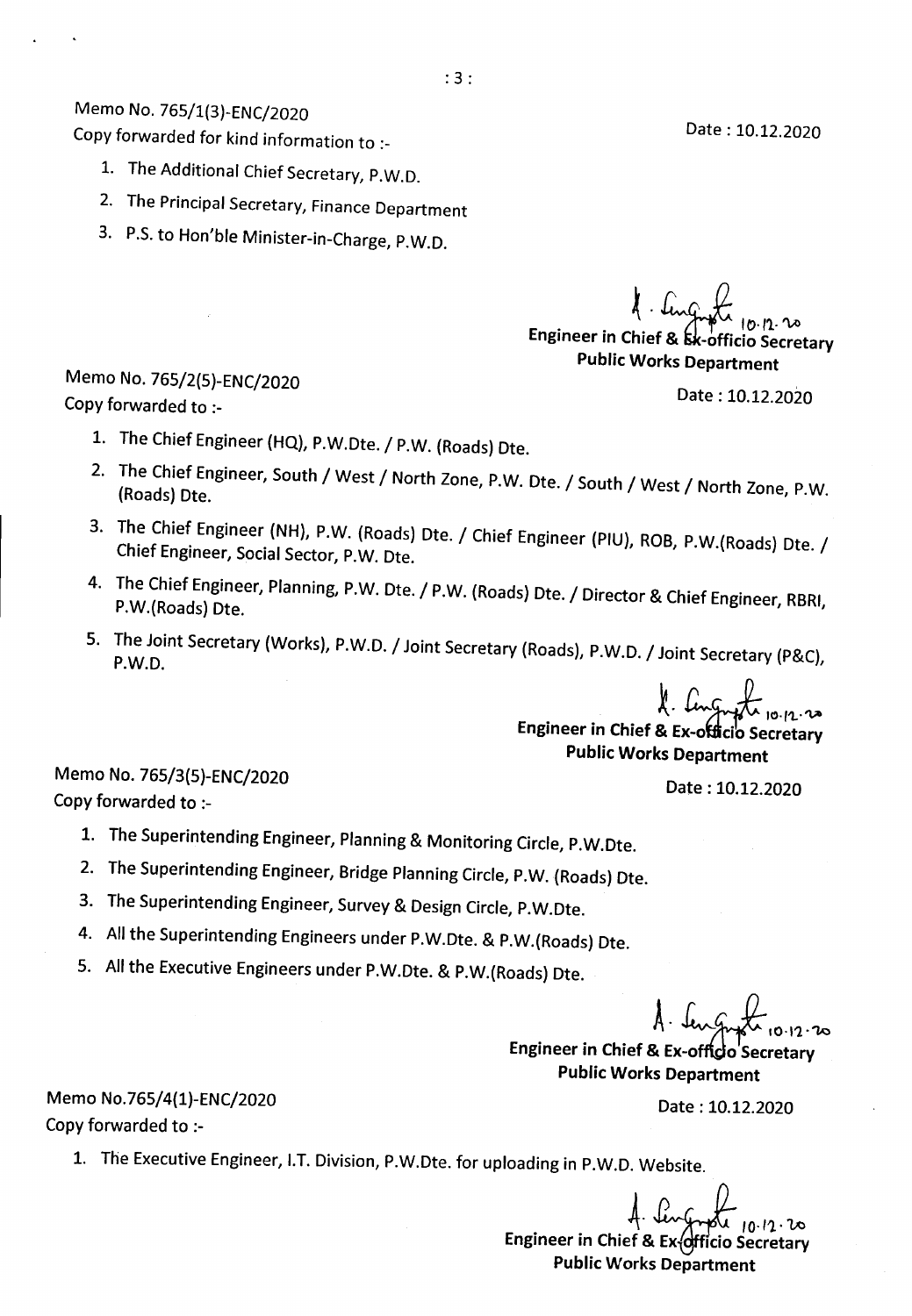Memo No. 765/1(3)-ENC/2020

Date : 10.12.2020

Copy forwarded for kind information to :-

1. The Additional Chief Secretary, P.W.D.
2. The Principal Secretary, Finance Department
3. P.S. to Hon'ble Minister-in-Charge, P.W.D.

A. Sengupta 10.12.20

**Engineer in Chief & Ex-officio Secretary**
**Public Works Department**

Memo No. 765/2(5)-ENC/2020

Date : 10.12.2020

Copy forwarded to :-

1. The Chief Engineer (HQ), P.W.Dte. / P.W. (Roads) Dte.
2. The Chief Engineer, South / West / North Zone, P.W. Dte. / South / West / North Zone, P.W. (Roads) Dte.
3. The Chief Engineer (NH), P.W. (Roads) Dte. / Chief Engineer (PIU), ROB, P.W.(Roads) Dte. / Chief Engineer, Social Sector, P.W. Dte.
4. The Chief Engineer, Planning, P.W. Dte. / P.W. (Roads) Dte. / Director & Chief Engineer, RBRI, P.W.(Roads) Dte.
5. The Joint Secretary (Works), P.W.D. / Joint Secretary (Roads), P.W.D. / Joint Secretary (P&C), P.W.D.

A. Sengupta 10.12.20

**Engineer in Chief & Ex-officio Secretary**
**Public Works Department**

Memo No. 765/3(5)-ENC/2020

Date : 10.12.2020

Copy forwarded to :-

1. The Superintending Engineer, Planning & Monitoring Circle, P.W.Dte.
2. The Superintending Engineer, Bridge Planning Circle, P.W. (Roads) Dte.
3. The Superintending Engineer, Survey & Design Circle, P.W.Dte.
4. All the Superintending Engineers under P.W.Dte. & P.W.(Roads) Dte.
5. All the Executive Engineers under P.W.Dte. & P.W.(Roads) Dte.

A. Sengupta 10.12.20

**Engineer in Chief & Ex-officio Secretary**
**Public Works Department**

Memo No.765/4(1)-ENC/2020

Date : 10.12.2020

Copy forwarded to :-

1. The Executive Engineer, I.T. Division, P.W.Dte. for uploading in P.W.D. Website.

A. Sengupta 10.12.20

**Engineer in Chief & Ex-officio Secretary**
**Public Works Department**